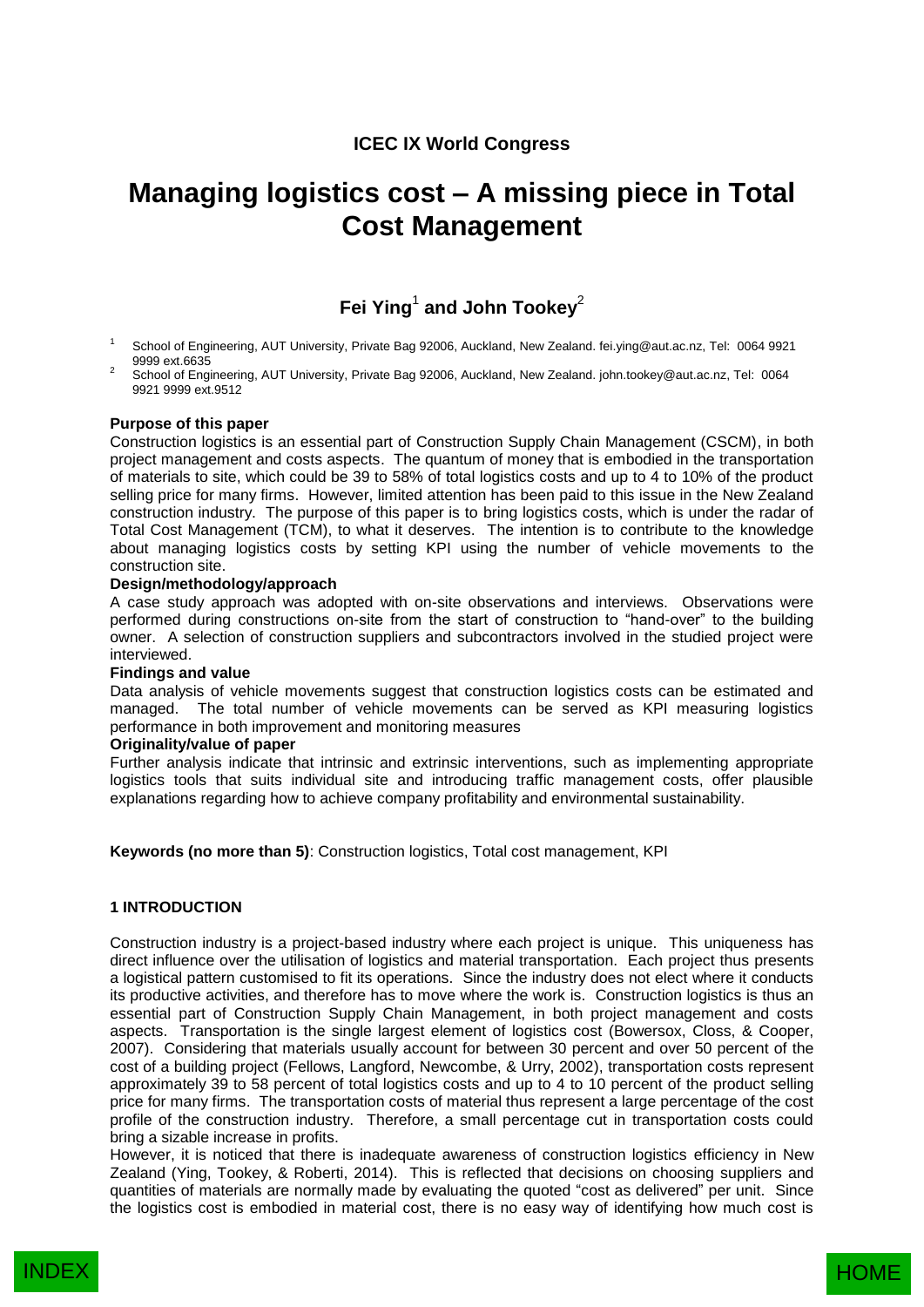**ICEC IX World Congress**

# Managing logistics cost – A missing piece in Total Cost Management

## Fei Ying[1] and John Tookey[2]

[1] School of Engineering, AUT University, Private Bag 92006, Auckland, New Zealand. fei.ying@aut.ac.nz, Tel: 0064 9921 9999 ext.6635

[2] School of Engineering, AUT University, Private Bag 92006, Auckland, New Zealand. john.tookey@aut.ac.nz, Tel: 0064 9921 9999 ext.9512

**Purpose of this paper**

Construction logistics is an essential part of Construction Supply Chain Management (CSCM), in both project management and costs aspects. The quantum of money that is embodied in the transportation of materials to site, which could be 39 to 58% of total logistics costs and up to 4 to 10% of the product selling price for many firms. However, limited attention has been paid to this issue in the New Zealand construction industry. The purpose of this paper is to bring logistics costs, which is under the radar of Total Cost Management (TCM), to what it deserves. The intention is to contribute to the knowledge about managing logistics costs by setting KPI using the number of vehicle movements to the construction site.

**Design/methodology/approach**

A case study approach was adopted with on-site observations and interviews. Observations were performed during constructions on-site from the start of construction to "hand-over" to the building owner. A selection of construction suppliers and subcontractors involved in the studied project were interviewed.

**Findings and value**

Data analysis of vehicle movements suggest that construction logistics costs can be estimated and managed. The total number of vehicle movements can be served as KPI measuring logistics performance in both improvement and monitoring measures

**Originality/value of paper**

Further analysis indicate that intrinsic and extrinsic interventions, such as implementing appropriate logistics tools that suits individual site and introducing traffic management costs, offer plausible explanations regarding how to achieve company profitability and environmental sustainability.

**Keywords (no more than 5)**: Construction logistics, Total cost management, KPI

## 1 INTRODUCTION

Construction industry is a project-based industry where each project is unique. This uniqueness has direct influence over the utilisation of logistics and material transportation. Each project thus presents a logistical pattern customised to fit its operations. Since the industry does not elect where it conducts its productive activities, and therefore has to move where the work is. Construction logistics is thus an essential part of Construction Supply Chain Management, in both project management and costs aspects. Transportation is the single largest element of logistics cost (Bowersox, Closs, & Cooper, 2007). Considering that materials usually account for between 30 percent and over 50 percent of the cost of a building project (Fellows, Langford, Newcombe, & Urry, 2002), transportation costs represent approximately 39 to 58 percent of total logistics costs and up to 4 to 10 percent of the product selling price for many firms. The transportation costs of material thus represent a large percentage of the cost profile of the construction industry. Therefore, a small percentage cut in transportation costs could bring a sizable increase in profits.

However, it is noticed that there is inadequate awareness of construction logistics efficiency in New Zealand (Ying, Tookey, & Roberti, 2014). This is reflected that decisions on choosing suppliers and quantities of materials are normally made by evaluating the quoted "cost as delivered" per unit. Since the logistics cost is embodied in material cost, there is no easy way of identifying how much cost is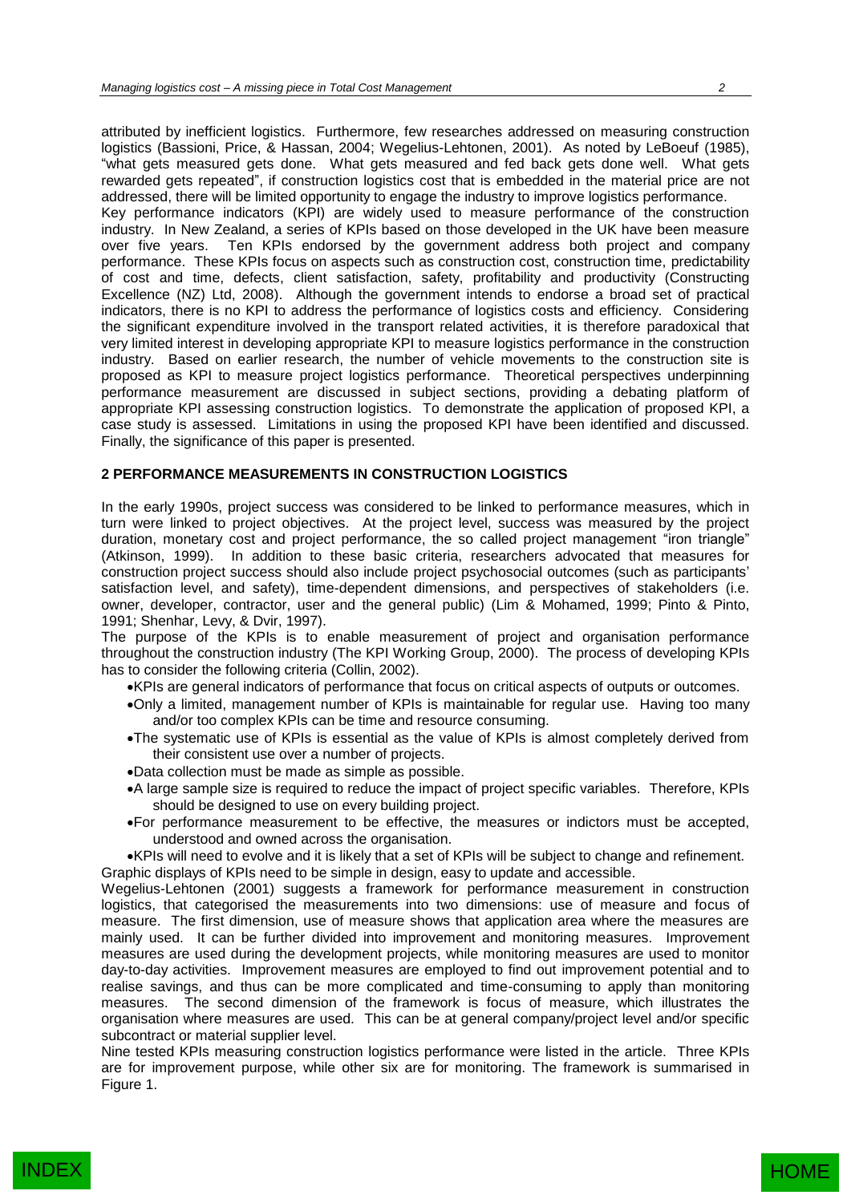attributed by inefficient logistics. Furthermore, few researches addressed on measuring construction logistics (Bassioni, Price, & Hassan, 2004; Wegelius-Lehtonen, 2001). As noted by LeBoeuf (1985), "what gets measured gets done. What gets measured and fed back gets done well. What gets rewarded gets repeated", if construction logistics cost that is embedded in the material price are not addressed, there will be limited opportunity to engage the industry to improve logistics performance.

Key performance indicators (KPI) are widely used to measure performance of the construction industry. In New Zealand, a series of KPIs based on those developed in the UK have been measure over five years. Ten KPIs endorsed by the government address both project and company performance. These KPIs focus on aspects such as construction cost, construction time, predictability of cost and time, defects, client satisfaction, safety, profitability and productivity (Constructing Excellence (NZ) Ltd, 2008). Although the government intends to endorse a broad set of practical indicators, there is no KPI to address the performance of logistics costs and efficiency. Considering the significant expenditure involved in the transport related activities, it is therefore paradoxical that very limited interest in developing appropriate KPI to measure logistics performance in the construction industry. Based on earlier research, the number of vehicle movements to the construction site is proposed as KPI to measure project logistics performance. Theoretical perspectives underpinning performance measurement are discussed in subject sections, providing a debating platform of appropriate KPI assessing construction logistics. To demonstrate the application of proposed KPI, a case study is assessed. Limitations in using the proposed KPI have been identified and discussed. Finally, the significance of this paper is presented.

## 2 PERFORMANCE MEASUREMENTS IN CONSTRUCTION LOGISTICS

In the early 1990s, project success was considered to be linked to performance measures, which in turn were linked to project objectives. At the project level, success was measured by the project duration, monetary cost and project performance, the so called project management "iron triangle" (Atkinson, 1999). In addition to these basic criteria, researchers advocated that measures for construction project success should also include project psychosocial outcomes (such as participants' satisfaction level, and safety), time-dependent dimensions, and perspectives of stakeholders (i.e. owner, developer, contractor, user and the general public) (Lim & Mohamed, 1999; Pinto & Pinto, 1991; Shenhar, Levy, & Dvir, 1997).

The purpose of the KPIs is to enable measurement of project and organisation performance throughout the construction industry (The KPI Working Group, 2000). The process of developing KPIs has to consider the following criteria (Collin, 2002).

- KPIs are general indicators of performance that focus on critical aspects of outputs or outcomes.
- Only a limited, management number of KPIs is maintainable for regular use. Having too many and/or too complex KPIs can be time and resource consuming.
- The systematic use of KPIs is essential as the value of KPIs is almost completely derived from their consistent use over a number of projects.
- Data collection must be made as simple as possible.
- A large sample size is required to reduce the impact of project specific variables. Therefore, KPIs should be designed to use on every building project.
- For performance measurement to be effective, the measures or indictors must be accepted, understood and owned across the organisation.
- KPIs will need to evolve and it is likely that a set of KPIs will be subject to change and refinement.

Graphic displays of KPIs need to be simple in design, easy to update and accessible.

Wegelius-Lehtonen (2001) suggests a framework for performance measurement in construction logistics, that categorised the measurements into two dimensions: use of measure and focus of measure. The first dimension, use of measure shows that application area where the measures are mainly used. It can be further divided into improvement and monitoring measures. Improvement measures are used during the development projects, while monitoring measures are used to monitor day-to-day activities. Improvement measures are employed to find out improvement potential and to realise savings, and thus can be more complicated and time-consuming to apply than monitoring measures. The second dimension of the framework is focus of measure, which illustrates the organisation where measures are used. This can be at general company/project level and/or specific subcontract or material supplier level.

Nine tested KPIs measuring construction logistics performance were listed in the article. Three KPIs are for improvement purpose, while other six are for monitoring. The framework is summarised in Figure 1.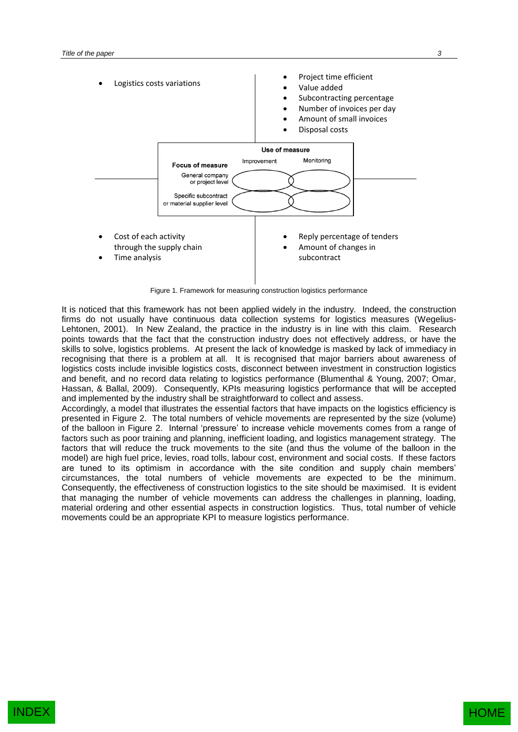- Logistics costs variations

- Project time efficient
- Value added
- Subcontracting percentage
- Number of invoices per day
- Amount of small invoices
- Disposal costs

| Focus of measure | Use of measure: Improvement | Use of measure: Monitoring |
|---|---|---|
| General company or project level | | |
| Specific subcontract or material supplier level | | |

- Cost of each activity through the supply chain
- Time analysis

- Reply percentage of tenders
- Amount of changes in subcontract

Figure 1. Framework for measuring construction logistics performance

It is noticed that this framework has not been applied widely in the industry. Indeed, the construction firms do not usually have continuous data collection systems for logistics measures (Wegelius-Lehtonen, 2001). In New Zealand, the practice in the industry is in line with this claim. Research points towards that the fact that the construction industry does not effectively address, or have the skills to solve, logistics problems. At present the lack of knowledge is masked by lack of immediacy in recognising that there is a problem at all. It is recognised that major barriers about awareness of logistics costs include invisible logistics costs, disconnect between investment in construction logistics and benefit, and no record data relating to logistics performance (Blumenthal & Young, 2007; Omar, Hassan, & Ballal, 2009). Consequently, KPIs measuring logistics performance that will be accepted and implemented by the industry shall be straightforward to collect and assess.

Accordingly, a model that illustrates the essential factors that have impacts on the logistics efficiency is presented in Figure 2. The total numbers of vehicle movements are represented by the size (volume) of the balloon in Figure 2. Internal 'pressure' to increase vehicle movements comes from a range of factors such as poor training and planning, inefficient loading, and logistics management strategy. The factors that will reduce the truck movements to the site (and thus the volume of the balloon in the model) are high fuel price, levies, road tolls, labour cost, environment and social costs. If these factors are tuned to its optimism in accordance with the site condition and supply chain members' circumstances, the total numbers of vehicle movements are expected to be the minimum. Consequently, the effectiveness of construction logistics to the site should be maximised. It is evident that managing the number of vehicle movements can address the challenges in planning, loading, material ordering and other essential aspects in construction logistics. Thus, total number of vehicle movements could be an appropriate KPI to measure logistics performance.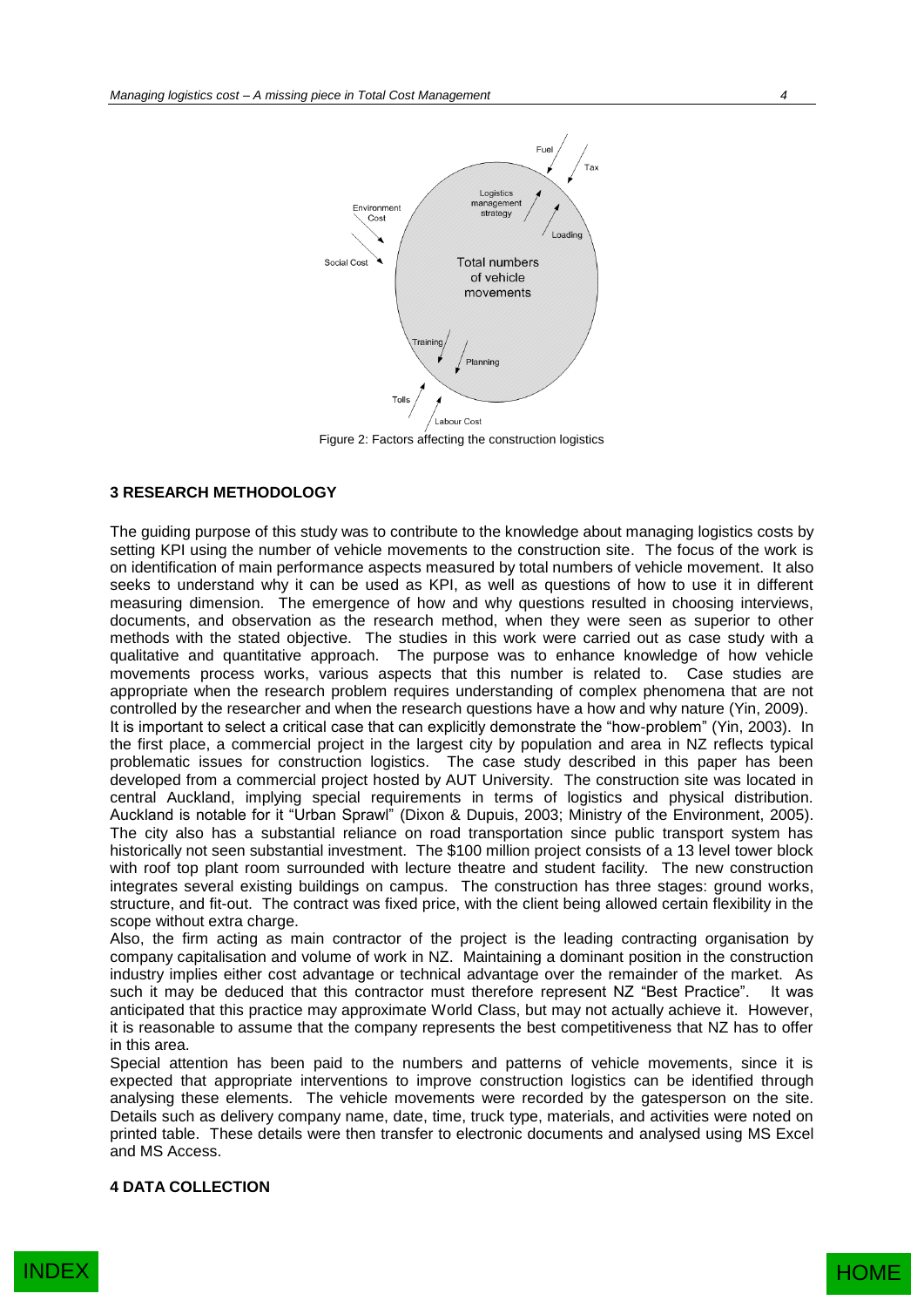Figure 2: Factors affecting the construction logistics

## 3 RESEARCH METHODOLOGY

The guiding purpose of this study was to contribute to the knowledge about managing logistics costs by setting KPI using the number of vehicle movements to the construction site. The focus of the work is on identification of main performance aspects measured by total numbers of vehicle movement. It also seeks to understand why it can be used as KPI, as well as questions of how to use it in different measuring dimension. The emergence of how and why questions resulted in choosing interviews, documents, and observation as the research method, when they were seen as superior to other methods with the stated objective. The studies in this work were carried out as case study with a qualitative and quantitative approach. The purpose was to enhance knowledge of how vehicle movements process works, various aspects that this number is related to. Case studies are appropriate when the research problem requires understanding of complex phenomena that are not controlled by the researcher and when the research questions have a how and why nature (Yin, 2009).

It is important to select a critical case that can explicitly demonstrate the "how-problem" (Yin, 2003). In the first place, a commercial project in the largest city by population and area in NZ reflects typical problematic issues for construction logistics. The case study described in this paper has been developed from a commercial project hosted by AUT University. The construction site was located in central Auckland, implying special requirements in terms of logistics and physical distribution. Auckland is notable for it "Urban Sprawl" (Dixon & Dupuis, 2003; Ministry of the Environment, 2005). The city also has a substantial reliance on road transportation since public transport system has historically not seen substantial investment. The $100 million project consists of a 13 level tower block with roof top plant room surrounded with lecture theatre and student facility. The new construction integrates several existing buildings on campus. The construction has three stages: ground works, structure, and fit-out. The contract was fixed price, with the client being allowed certain flexibility in the scope without extra charge.

Also, the firm acting as main contractor of the project is the leading contracting organisation by company capitalisation and volume of work in NZ. Maintaining a dominant position in the construction industry implies either cost advantage or technical advantage over the remainder of the market. As such it may be deduced that this contractor must therefore represent NZ "Best Practice". It was anticipated that this practice may approximate World Class, but may not actually achieve it. However, it is reasonable to assume that the company represents the best competitiveness that NZ has to offer in this area.

Special attention has been paid to the numbers and patterns of vehicle movements, since it is expected that appropriate interventions to improve construction logistics can be identified through analysing these elements. The vehicle movements were recorded by the gatesperson on the site. Details such as delivery company name, date, time, truck type, materials, and activities were noted on printed table. These details were then transfer to electronic documents and analysed using MS Excel and MS Access.

## 4 DATA COLLECTION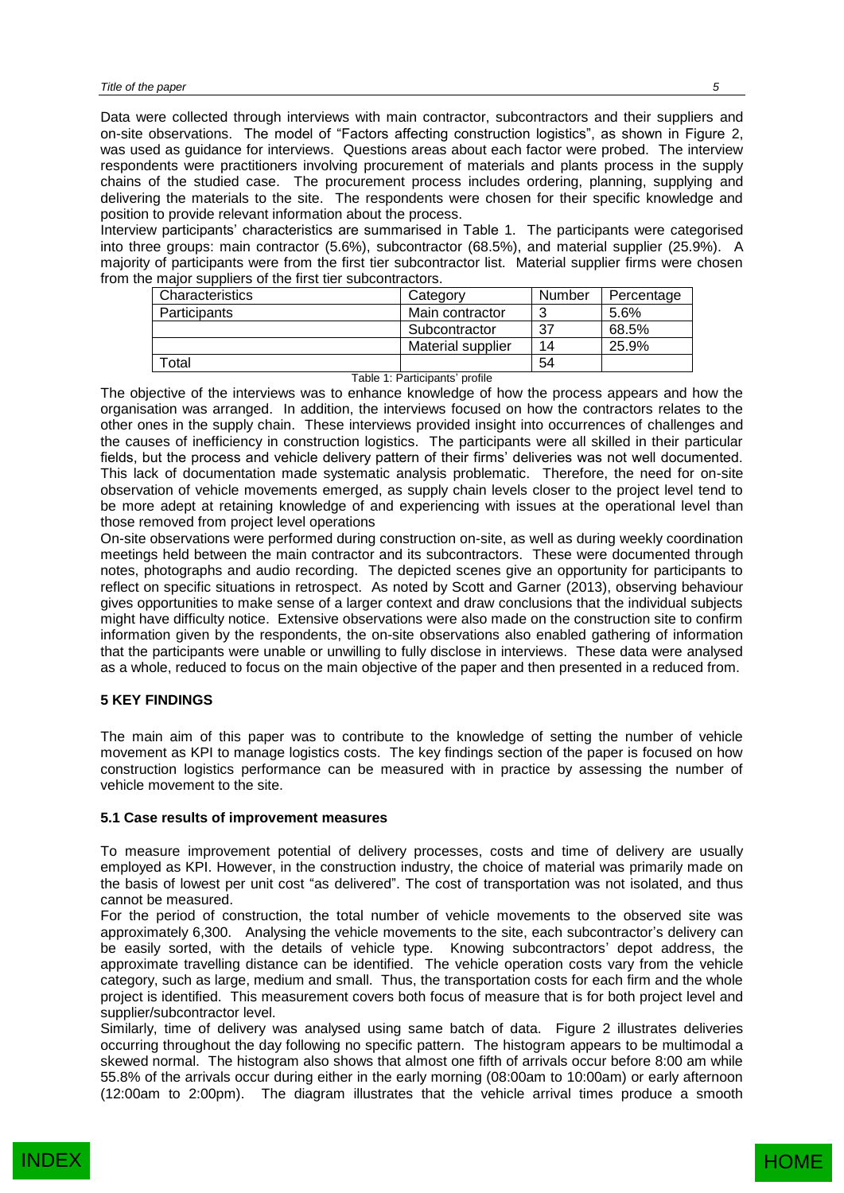Data were collected through interviews with main contractor, subcontractors and their suppliers and on-site observations. The model of "Factors affecting construction logistics", as shown in Figure 2, was used as guidance for interviews. Questions areas about each factor were probed. The interview respondents were practitioners involving procurement of materials and plants process in the supply chains of the studied case. The procurement process includes ordering, planning, supplying and delivering the materials to the site. The respondents were chosen for their specific knowledge and position to provide relevant information about the process.

Interview participants' characteristics are summarised in Table 1. The participants were categorised into three groups: main contractor (5.6%), subcontractor (68.5%), and material supplier (25.9%). A majority of participants were from the first tier subcontractor list. Material supplier firms were chosen from the major suppliers of the first tier subcontractors.

| Characteristics | Category | Number | Percentage |
|---|---|---|---|
| Participants | Main contractor | 3 | 5.6% |
| | Subcontractor | 37 | 68.5% |
| | Material supplier | 14 | 25.9% |
| Total | | 54 | |

Table 1: Participants' profile

The objective of the interviews was to enhance knowledge of how the process appears and how the organisation was arranged. In addition, the interviews focused on how the contractors relates to the other ones in the supply chain. These interviews provided insight into occurrences of challenges and the causes of inefficiency in construction logistics. The participants were all skilled in their particular fields, but the process and vehicle delivery pattern of their firms' deliveries was not well documented. This lack of documentation made systematic analysis problematic. Therefore, the need for on-site observation of vehicle movements emerged, as supply chain levels closer to the project level tend to be more adept at retaining knowledge of and experiencing with issues at the operational level than those removed from project level operations

On-site observations were performed during construction on-site, as well as during weekly coordination meetings held between the main contractor and its subcontractors. These were documented through notes, photographs and audio recording. The depicted scenes give an opportunity for participants to reflect on specific situations in retrospect. As noted by Scott and Garner (2013), observing behaviour gives opportunities to make sense of a larger context and draw conclusions that the individual subjects might have difficulty notice. Extensive observations were also made on the construction site to confirm information given by the respondents, the on-site observations also enabled gathering of information that the participants were unable or unwilling to fully disclose in interviews. These data were analysed as a whole, reduced to focus on the main objective of the paper and then presented in a reduced from.

## 5 KEY FINDINGS

The main aim of this paper was to contribute to the knowledge of setting the number of vehicle movement as KPI to manage logistics costs. The key findings section of the paper is focused on how construction logistics performance can be measured with in practice by assessing the number of vehicle movement to the site.

### 5.1 Case results of improvement measures

To measure improvement potential of delivery processes, costs and time of delivery are usually employed as KPI. However, in the construction industry, the choice of material was primarily made on the basis of lowest per unit cost "as delivered". The cost of transportation was not isolated, and thus cannot be measured.

For the period of construction, the total number of vehicle movements to the observed site was approximately 6,300. Analysing the vehicle movements to the site, each subcontractor's delivery can be easily sorted, with the details of vehicle type. Knowing subcontractors' depot address, the approximate travelling distance can be identified. The vehicle operation costs vary from the vehicle category, such as large, medium and small. Thus, the transportation costs for each firm and the whole project is identified. This measurement covers both focus of measure that is for both project level and supplier/subcontractor level.

Similarly, time of delivery was analysed using same batch of data. Figure 2 illustrates deliveries occurring throughout the day following no specific pattern. The histogram appears to be multimodal a skewed normal. The histogram also shows that almost one fifth of arrivals occur before 8:00 am while 55.8% of the arrivals occur during either in the early morning (08:00am to 10:00am) or early afternoon (12:00am to 2:00pm). The diagram illustrates that the vehicle arrival times produce a smooth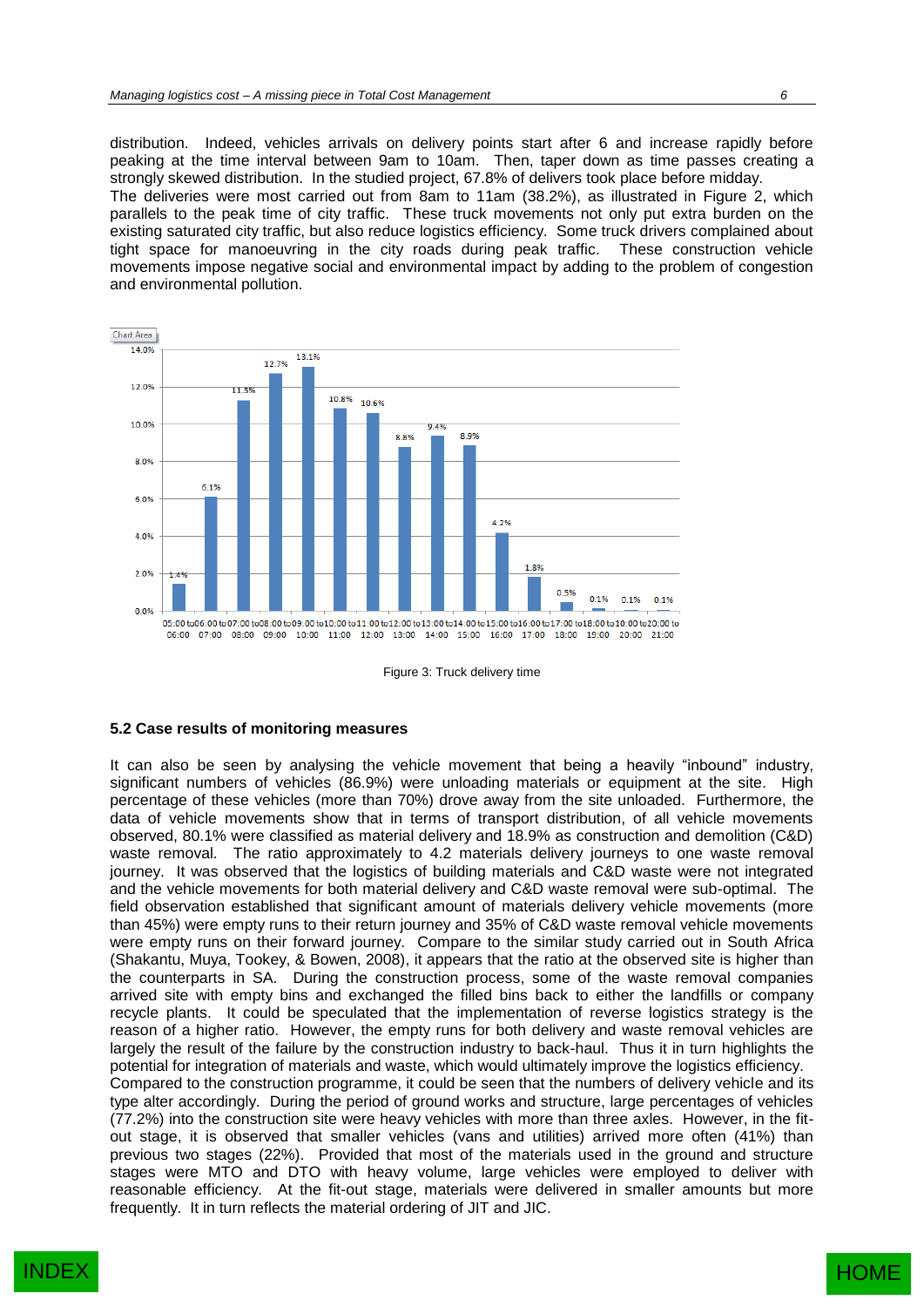distribution. Indeed, vehicles arrivals on delivery points start after 6 and increase rapidly before peaking at the time interval between 9am to 10am. Then, taper down as time passes creating a strongly skewed distribution. In the studied project, 67.8% of delivers took place before midday.
The deliveries were most carried out from 8am to 11am (38.2%), as illustrated in Figure 2, which parallels to the peak time of city traffic. These truck movements not only put extra burden on the existing saturated city traffic, but also reduce logistics efficiency. Some truck drivers complained about tight space for manoeuvring in the city roads during peak traffic. These construction vehicle movements impose negative social and environmental impact by adding to the problem of congestion and environmental pollution.

Figure 3: Truck delivery time

### 5.2 Case results of monitoring measures

It can also be seen by analysing the vehicle movement that being a heavily "inbound" industry, significant numbers of vehicles (86.9%) were unloading materials or equipment at the site. High percentage of these vehicles (more than 70%) drove away from the site unloaded. Furthermore, the data of vehicle movements show that in terms of transport distribution, of all vehicle movements observed, 80.1% were classified as material delivery and 18.9% as construction and demolition (C&D) waste removal. The ratio approximately to 4.2 materials delivery journeys to one waste removal journey. It was observed that the logistics of building materials and C&D waste were not integrated and the vehicle movements for both material delivery and C&D waste removal were sub-optimal. The field observation established that significant amount of materials delivery vehicle movements (more than 45%) were empty runs to their return journey and 35% of C&D waste removal vehicle movements were empty runs on their forward journey. Compare to the similar study carried out in South Africa (Shakantu, Muya, Tookey, & Bowen, 2008), it appears that the ratio at the observed site is higher than the counterparts in SA. During the construction process, some of the waste removal companies arrived site with empty bins and exchanged the filled bins back to either the landfills or company recycle plants. It could be speculated that the implementation of reverse logistics strategy is the reason of a higher ratio. However, the empty runs for both delivery and waste removal vehicles are largely the result of the failure by the construction industry to back-haul. Thus it in turn highlights the potential for integration of materials and waste, which would ultimately improve the logistics efficiency.
Compared to the construction programme, it could be seen that the numbers of delivery vehicle and its type alter accordingly. During the period of ground works and structure, large percentages of vehicles (77.2%) into the construction site were heavy vehicles with more than three axles. However, in the fit-out stage, it is observed that smaller vehicles (vans and utilities) arrived more often (41%) than previous two stages (22%). Provided that most of the materials used in the ground and structure stages were MTO and DTO with heavy volume, large vehicles were employed to deliver with reasonable efficiency. At the fit-out stage, materials were delivered in smaller amounts but more frequently. It in turn reflects the material ordering of JIT and JIC.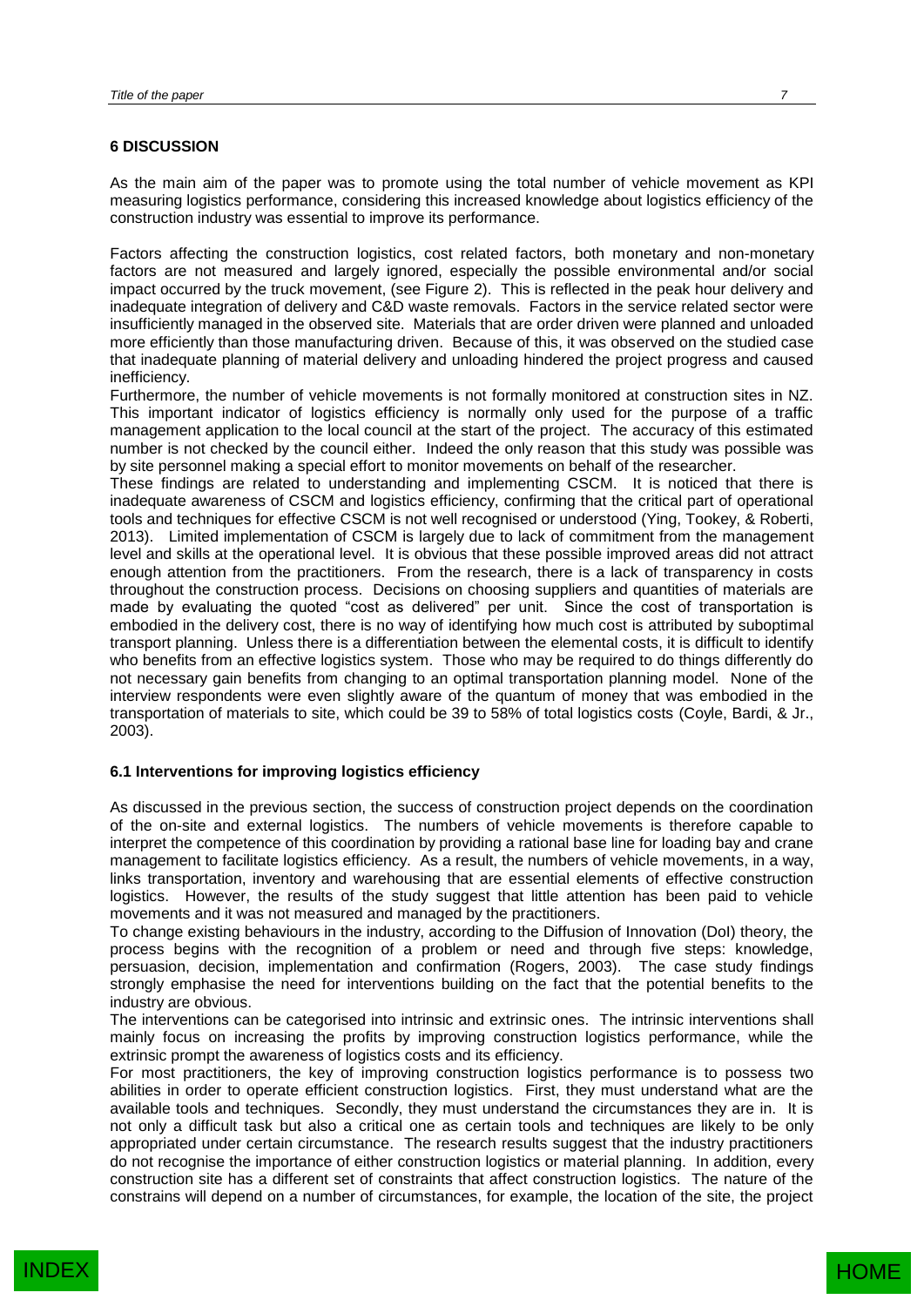## 6 DISCUSSION

As the main aim of the paper was to promote using the total number of vehicle movement as KPI measuring logistics performance, considering this increased knowledge about logistics efficiency of the construction industry was essential to improve its performance.

Factors affecting the construction logistics, cost related factors, both monetary and non-monetary factors are not measured and largely ignored, especially the possible environmental and/or social impact occurred by the truck movement, (see Figure 2). This is reflected in the peak hour delivery and inadequate integration of delivery and C&D waste removals. Factors in the service related sector were insufficiently managed in the observed site. Materials that are order driven were planned and unloaded more efficiently than those manufacturing driven. Because of this, it was observed on the studied case that inadequate planning of material delivery and unloading hindered the project progress and caused inefficiency.

Furthermore, the number of vehicle movements is not formally monitored at construction sites in NZ. This important indicator of logistics efficiency is normally only used for the purpose of a traffic management application to the local council at the start of the project. The accuracy of this estimated number is not checked by the council either. Indeed the only reason that this study was possible was by site personnel making a special effort to monitor movements on behalf of the researcher.

These findings are related to understanding and implementing CSCM. It is noticed that there is inadequate awareness of CSCM and logistics efficiency, confirming that the critical part of operational tools and techniques for effective CSCM is not well recognised or understood (Ying, Tookey, & Roberti, 2013). Limited implementation of CSCM is largely due to lack of commitment from the management level and skills at the operational level. It is obvious that these possible improved areas did not attract enough attention from the practitioners. From the research, there is a lack of transparency in costs throughout the construction process. Decisions on choosing suppliers and quantities of materials are made by evaluating the quoted "cost as delivered" per unit. Since the cost of transportation is embodied in the delivery cost, there is no way of identifying how much cost is attributed by suboptimal transport planning. Unless there is a differentiation between the elemental costs, it is difficult to identify who benefits from an effective logistics system. Those who may be required to do things differently do not necessary gain benefits from changing to an optimal transportation planning model. None of the interview respondents were even slightly aware of the quantum of money that was embodied in the transportation of materials to site, which could be 39 to 58% of total logistics costs (Coyle, Bardi, & Jr., 2003).

### 6.1 Interventions for improving logistics efficiency

As discussed in the previous section, the success of construction project depends on the coordination of the on-site and external logistics. The numbers of vehicle movements is therefore capable to interpret the competence of this coordination by providing a rational base line for loading bay and crane management to facilitate logistics efficiency. As a result, the numbers of vehicle movements, in a way, links transportation, inventory and warehousing that are essential elements of effective construction logistics. However, the results of the study suggest that little attention has been paid to vehicle movements and it was not measured and managed by the practitioners.

To change existing behaviours in the industry, according to the Diffusion of Innovation (DoI) theory, the process begins with the recognition of a problem or need and through five steps: knowledge, persuasion, decision, implementation and confirmation (Rogers, 2003). The case study findings strongly emphasise the need for interventions building on the fact that the potential benefits to the industry are obvious.

The interventions can be categorised into intrinsic and extrinsic ones. The intrinsic interventions shall mainly focus on increasing the profits by improving construction logistics performance, while the extrinsic prompt the awareness of logistics costs and its efficiency.

For most practitioners, the key of improving construction logistics performance is to possess two abilities in order to operate efficient construction logistics. First, they must understand what are the available tools and techniques. Secondly, they must understand the circumstances they are in. It is not only a difficult task but also a critical one as certain tools and techniques are likely to be only appropriated under certain circumstance. The research results suggest that the industry practitioners do not recognise the importance of either construction logistics or material planning. In addition, every construction site has a different set of constraints that affect construction logistics. The nature of the constrains will depend on a number of circumstances, for example, the location of the site, the project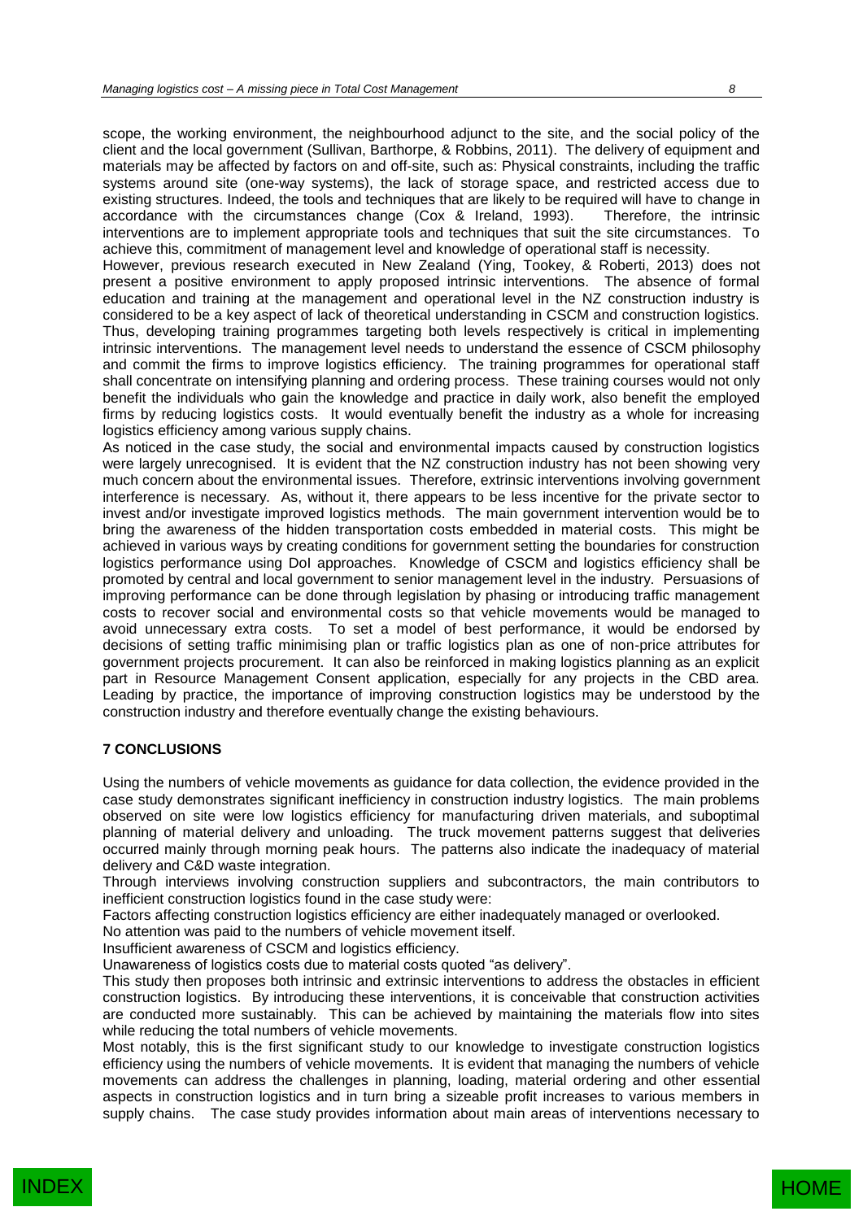scope, the working environment, the neighbourhood adjunct to the site, and the social policy of the client and the local government (Sullivan, Barthorpe, & Robbins, 2011). The delivery of equipment and materials may be affected by factors on and off-site, such as: Physical constraints, including the traffic systems around site (one-way systems), the lack of storage space, and restricted access due to existing structures. Indeed, the tools and techniques that are likely to be required will have to change in accordance with the circumstances change (Cox & Ireland, 1993). Therefore, the intrinsic interventions are to implement appropriate tools and techniques that suit the site circumstances. To achieve this, commitment of management level and knowledge of operational staff is necessity.

However, previous research executed in New Zealand (Ying, Tookey, & Roberti, 2013) does not present a positive environment to apply proposed intrinsic interventions. The absence of formal education and training at the management and operational level in the NZ construction industry is considered to be a key aspect of lack of theoretical understanding in CSCM and construction logistics. Thus, developing training programmes targeting both levels respectively is critical in implementing intrinsic interventions. The management level needs to understand the essence of CSCM philosophy and commit the firms to improve logistics efficiency. The training programmes for operational staff shall concentrate on intensifying planning and ordering process. These training courses would not only benefit the individuals who gain the knowledge and practice in daily work, also benefit the employed firms by reducing logistics costs. It would eventually benefit the industry as a whole for increasing logistics efficiency among various supply chains.

As noticed in the case study, the social and environmental impacts caused by construction logistics were largely unrecognised. It is evident that the NZ construction industry has not been showing very much concern about the environmental issues. Therefore, extrinsic interventions involving government interference is necessary. As, without it, there appears to be less incentive for the private sector to invest and/or investigate improved logistics methods. The main government intervention would be to bring the awareness of the hidden transportation costs embedded in material costs. This might be achieved in various ways by creating conditions for government setting the boundaries for construction logistics performance using DoI approaches. Knowledge of CSCM and logistics efficiency shall be promoted by central and local government to senior management level in the industry. Persuasions of improving performance can be done through legislation by phasing or introducing traffic management costs to recover social and environmental costs so that vehicle movements would be managed to avoid unnecessary extra costs. To set a model of best performance, it would be endorsed by decisions of setting traffic minimising plan or traffic logistics plan as one of non-price attributes for government projects procurement. It can also be reinforced in making logistics planning as an explicit part in Resource Management Consent application, especially for any projects in the CBD area. Leading by practice, the importance of improving construction logistics may be understood by the construction industry and therefore eventually change the existing behaviours.

## 7 CONCLUSIONS

Using the numbers of vehicle movements as guidance for data collection, the evidence provided in the case study demonstrates significant inefficiency in construction industry logistics. The main problems observed on site were low logistics efficiency for manufacturing driven materials, and suboptimal planning of material delivery and unloading. The truck movement patterns suggest that deliveries occurred mainly through morning peak hours. The patterns also indicate the inadequacy of material delivery and C&D waste integration.

Through interviews involving construction suppliers and subcontractors, the main contributors to inefficient construction logistics found in the case study were:

Factors affecting construction logistics efficiency are either inadequately managed or overlooked.

No attention was paid to the numbers of vehicle movement itself.

Insufficient awareness of CSCM and logistics efficiency.

Unawareness of logistics costs due to material costs quoted "as delivery".

This study then proposes both intrinsic and extrinsic interventions to address the obstacles in efficient construction logistics. By introducing these interventions, it is conceivable that construction activities are conducted more sustainably. This can be achieved by maintaining the materials flow into sites while reducing the total numbers of vehicle movements.

Most notably, this is the first significant study to our knowledge to investigate construction logistics efficiency using the numbers of vehicle movements. It is evident that managing the numbers of vehicle movements can address the challenges in planning, loading, material ordering and other essential aspects in construction logistics and in turn bring a sizeable profit increases to various members in supply chains. The case study provides information about main areas of interventions necessary to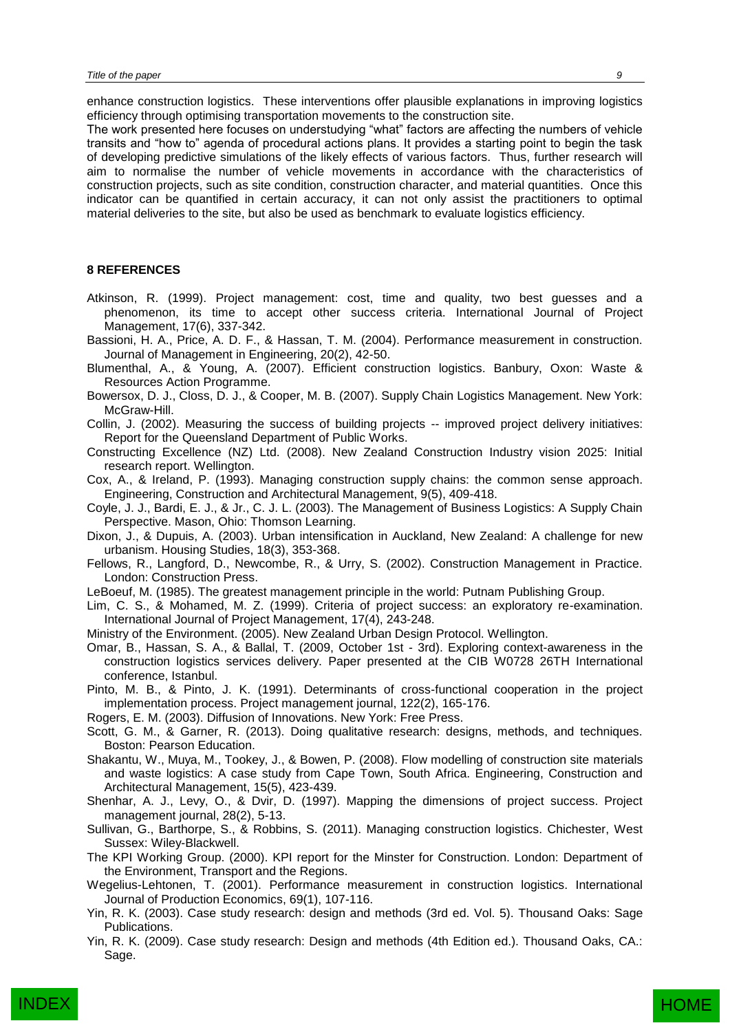enhance construction logistics. These interventions offer plausible explanations in improving logistics efficiency through optimising transportation movements to the construction site.

The work presented here focuses on understudying "what" factors are affecting the numbers of vehicle transits and "how to" agenda of procedural actions plans. It provides a starting point to begin the task of developing predictive simulations of the likely effects of various factors. Thus, further research will aim to normalise the number of vehicle movements in accordance with the characteristics of construction projects, such as site condition, construction character, and material quantities. Once this indicator can be quantified in certain accuracy, it can not only assist the practitioners to optimal material deliveries to the site, but also be used as benchmark to evaluate logistics efficiency.

## 8 REFERENCES

Atkinson, R. (1999). Project management: cost, time and quality, two best guesses and a phenomenon, its time to accept other success criteria. International Journal of Project Management, 17(6), 337-342.

Bassioni, H. A., Price, A. D. F., & Hassan, T. M. (2004). Performance measurement in construction. Journal of Management in Engineering, 20(2), 42-50.

Blumenthal, A., & Young, A. (2007). Efficient construction logistics. Banbury, Oxon: Waste & Resources Action Programme.

Bowersox, D. J., Closs, D. J., & Cooper, M. B. (2007). Supply Chain Logistics Management. New York: McGraw-Hill.

Collin, J. (2002). Measuring the success of building projects -- improved project delivery initiatives: Report for the Queensland Department of Public Works.

Constructing Excellence (NZ) Ltd. (2008). New Zealand Construction Industry vision 2025: Initial research report. Wellington.

Cox, A., & Ireland, P. (1993). Managing construction supply chains: the common sense approach. Engineering, Construction and Architectural Management, 9(5), 409-418.

Coyle, J. J., Bardi, E. J., & Jr., C. J. L. (2003). The Management of Business Logistics: A Supply Chain Perspective. Mason, Ohio: Thomson Learning.

Dixon, J., & Dupuis, A. (2003). Urban intensification in Auckland, New Zealand: A challenge for new urbanism. Housing Studies, 18(3), 353-368.

Fellows, R., Langford, D., Newcombe, R., & Urry, S. (2002). Construction Management in Practice. London: Construction Press.

LeBoeuf, M. (1985). The greatest management principle in the world: Putnam Publishing Group.

Lim, C. S., & Mohamed, M. Z. (1999). Criteria of project success: an exploratory re-examination. International Journal of Project Management, 17(4), 243-248.

Ministry of the Environment. (2005). New Zealand Urban Design Protocol. Wellington.

Omar, B., Hassan, S. A., & Ballal, T. (2009, October 1st - 3rd). Exploring context-awareness in the construction logistics services delivery. Paper presented at the CIB W0728 26TH International conference, Istanbul.

Pinto, M. B., & Pinto, J. K. (1991). Determinants of cross-functional cooperation in the project implementation process. Project management journal, 122(2), 165-176.

Rogers, E. M. (2003). Diffusion of Innovations. New York: Free Press.

Scott, G. M., & Garner, R. (2013). Doing qualitative research: designs, methods, and techniques. Boston: Pearson Education.

Shakantu, W., Muya, M., Tookey, J., & Bowen, P. (2008). Flow modelling of construction site materials and waste logistics: A case study from Cape Town, South Africa. Engineering, Construction and Architectural Management, 15(5), 423-439.

Shenhar, A. J., Levy, O., & Dvir, D. (1997). Mapping the dimensions of project success. Project management journal, 28(2), 5-13.

Sullivan, G., Barthorpe, S., & Robbins, S. (2011). Managing construction logistics. Chichester, West Sussex: Wiley-Blackwell.

The KPI Working Group. (2000). KPI report for the Minster for Construction. London: Department of the Environment, Transport and the Regions.

Wegelius-Lehtonen, T. (2001). Performance measurement in construction logistics. International Journal of Production Economics, 69(1), 107-116.

Yin, R. K. (2003). Case study research: design and methods (3rd ed. Vol. 5). Thousand Oaks: Sage Publications.

Yin, R. K. (2009). Case study research: Design and methods (4th Edition ed.). Thousand Oaks, CA.: Sage.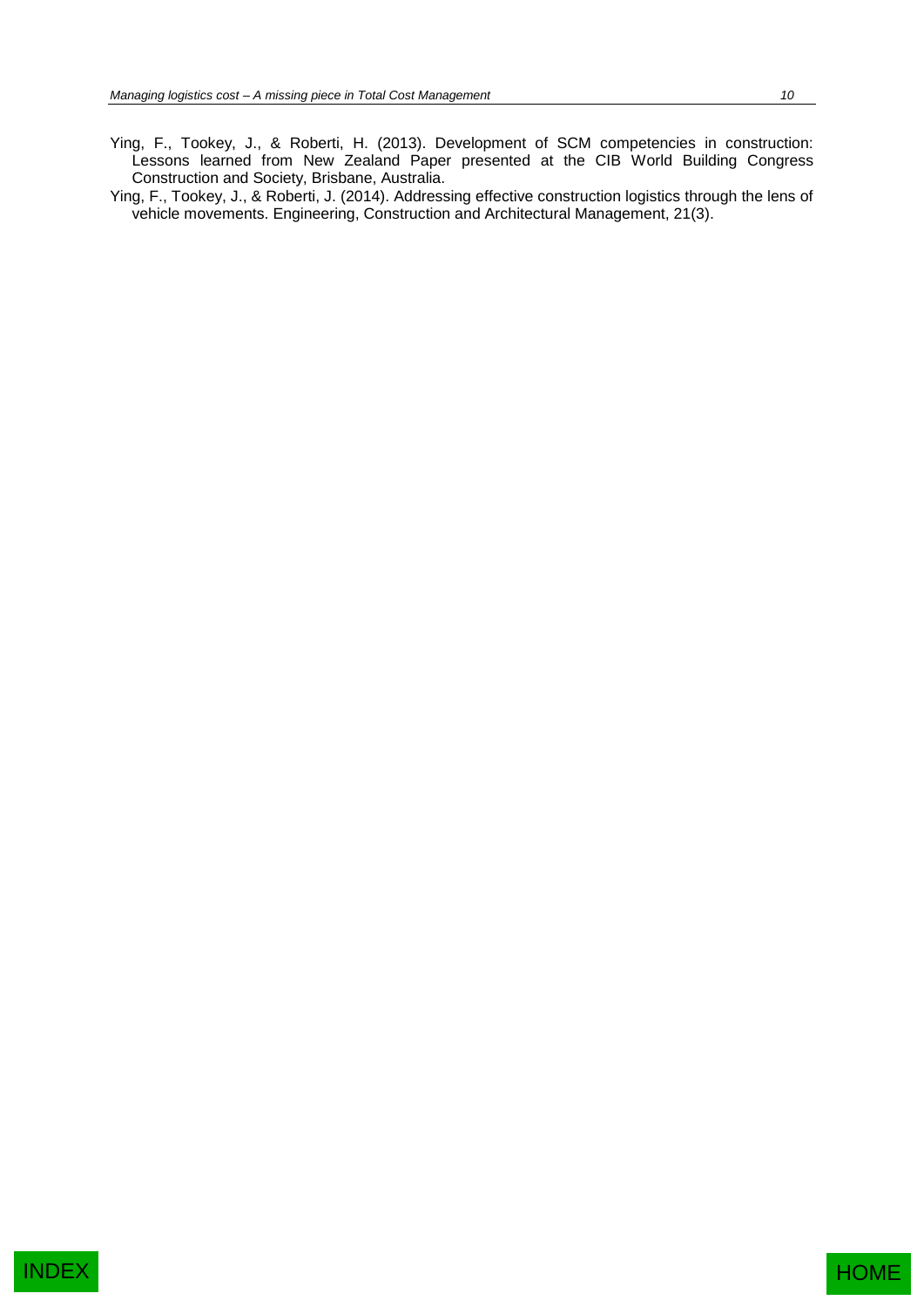Ying, F., Tookey, J., & Roberti, H. (2013). Development of SCM competencies in construction: Lessons learned from New Zealand Paper presented at the CIB World Building Congress Construction and Society, Brisbane, Australia.

Ying, F., Tookey, J., & Roberti, J. (2014). Addressing effective construction logistics through the lens of vehicle movements. Engineering, Construction and Architectural Management, 21(3).